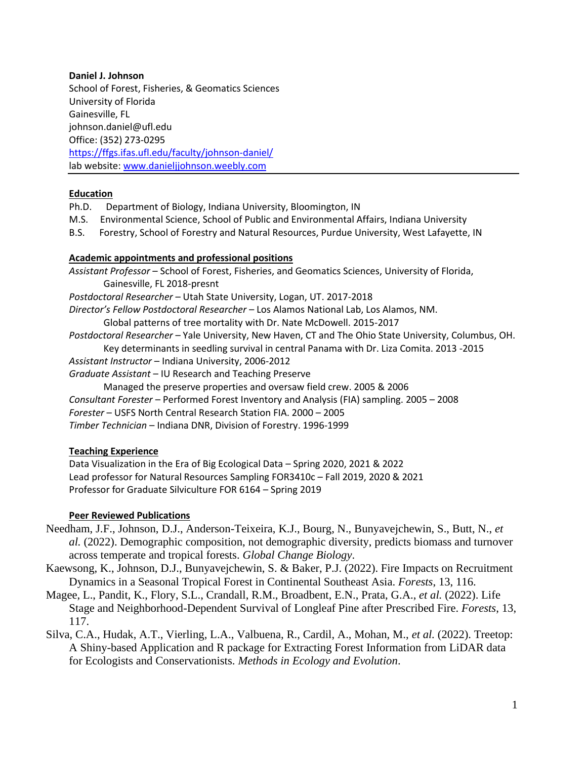**Daniel J. Johnson**
School of Forest, Fisheries, & Geomatics Sciences
University of Florida
Gainesville, FL
johnson.daniel@ufl.edu
Office: (352) 273-0295
https://ffgs.ifas.ufl.edu/faculty/johnson-daniel/
lab website: www.danieljjohnson.weebly.com

---

## Education

Ph.D. Department of Biology, Indiana University, Bloomington, IN
M.S. Environmental Science, School of Public and Environmental Affairs, Indiana University
B.S. Forestry, School of Forestry and Natural Resources, Purdue University, West Lafayette, IN

## Academic appointments and professional positions

*Assistant Professor* – School of Forest, Fisheries, and Geomatics Sciences, University of Florida, Gainesville, FL 2018-presnt
*Postdoctoral Researcher* – Utah State University, Logan, UT. 2017-2018
*Director's Fellow Postdoctoral Researcher* – Los Alamos National Lab, Los Alamos, NM. Global patterns of tree mortality with Dr. Nate McDowell. 2015-2017
*Postdoctoral Researcher* – Yale University, New Haven, CT and The Ohio State University, Columbus, OH. Key determinants in seedling survival in central Panama with Dr. Liza Comita. 2013 -2015
*Assistant Instructor* – Indiana University, 2006-2012
*Graduate Assistant* – IU Research and Teaching Preserve
Managed the preserve properties and oversaw field crew. 2005 & 2006
*Consultant Forester* – Performed Forest Inventory and Analysis (FIA) sampling. 2005 – 2008
*Forester* – USFS North Central Research Station FIA. 2000 – 2005
*Timber Technician* – Indiana DNR, Division of Forestry. 1996-1999

## Teaching Experience

Data Visualization in the Era of Big Ecological Data – Spring 2020, 2021 & 2022
Lead professor for Natural Resources Sampling FOR3410c – Fall 2019, 2020 & 2021
Professor for Graduate Silviculture FOR 6164 – Spring 2019

## Peer Reviewed Publications

Needham, J.F., Johnson, D.J., Anderson-Teixeira, K.J., Bourg, N., Bunyavejchewin, S., Butt, N., *et al.* (2022). Demographic composition, not demographic diversity, predicts biomass and turnover across temperate and tropical forests. *Global Change Biology*.

Kaewsong, K., Johnson, D.J., Bunyavejchewin, S. & Baker, P.J. (2022). Fire Impacts on Recruitment Dynamics in a Seasonal Tropical Forest in Continental Southeast Asia. *Forests*, 13, 116.

Magee, L., Pandit, K., Flory, S.L., Crandall, R.M., Broadbent, E.N., Prata, G.A., *et al.* (2022). Life Stage and Neighborhood-Dependent Survival of Longleaf Pine after Prescribed Fire. *Forests*, 13, 117.

Silva, C.A., Hudak, A.T., Vierling, L.A., Valbuena, R., Cardil, A., Mohan, M., *et al.* (2022). Treetop: A Shiny-based Application and R package for Extracting Forest Information from LiDAR data for Ecologists and Conservationists. *Methods in Ecology and Evolution*.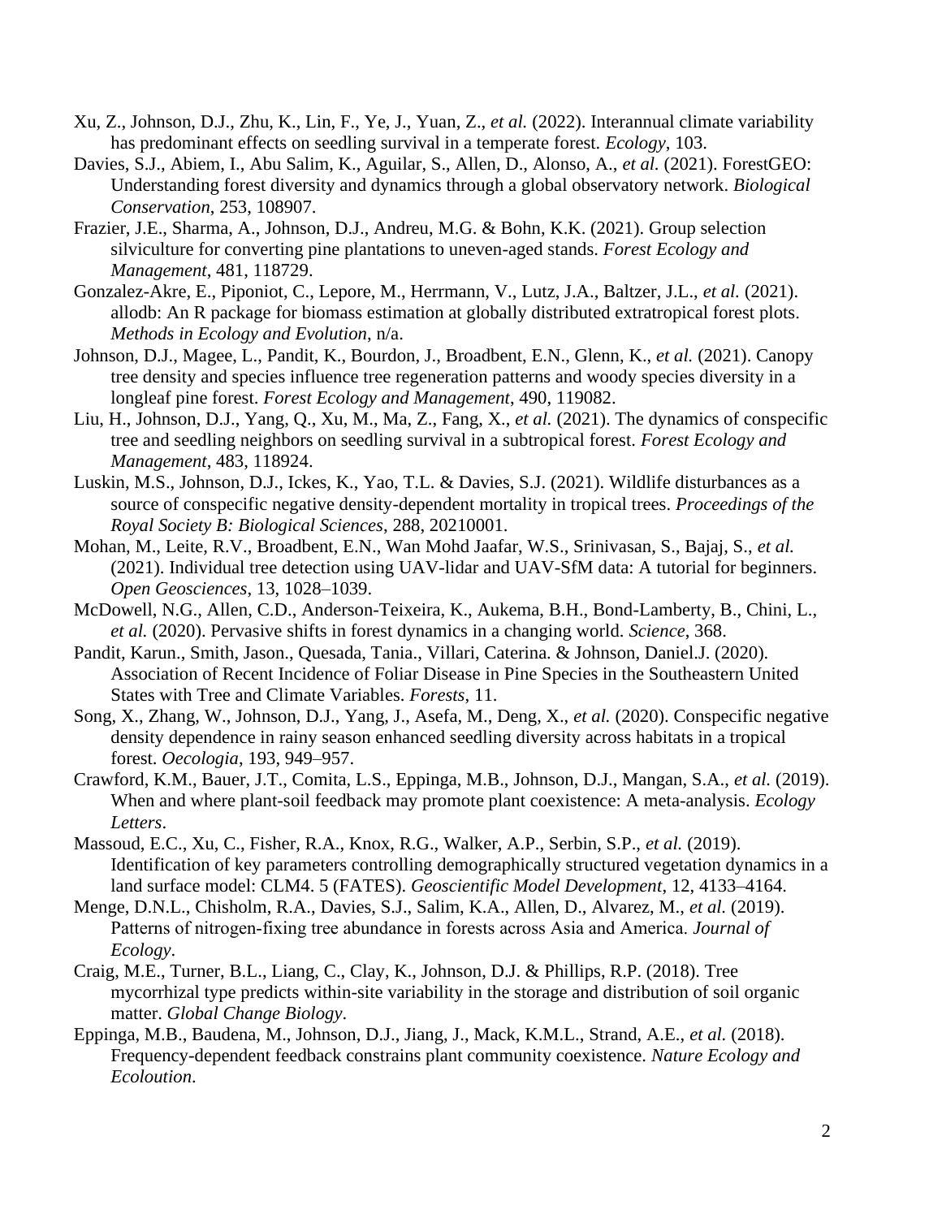Xu, Z., Johnson, D.J., Zhu, K., Lin, F., Ye, J., Yuan, Z., *et al.* (2022). Interannual climate variability has predominant effects on seedling survival in a temperate forest. *Ecology*, 103.

Davies, S.J., Abiem, I., Abu Salim, K., Aguilar, S., Allen, D., Alonso, A., *et al.* (2021). ForestGEO: Understanding forest diversity and dynamics through a global observatory network. *Biological Conservation*, 253, 108907.

Frazier, J.E., Sharma, A., Johnson, D.J., Andreu, M.G. & Bohn, K.K. (2021). Group selection silviculture for converting pine plantations to uneven-aged stands. *Forest Ecology and Management*, 481, 118729.

Gonzalez-Akre, E., Piponiot, C., Lepore, M., Herrmann, V., Lutz, J.A., Baltzer, J.L., *et al.* (2021). allodb: An R package for biomass estimation at globally distributed extratropical forest plots. *Methods in Ecology and Evolution*, n/a.

Johnson, D.J., Magee, L., Pandit, K., Bourdon, J., Broadbent, E.N., Glenn, K., *et al.* (2021). Canopy tree density and species influence tree regeneration patterns and woody species diversity in a longleaf pine forest. *Forest Ecology and Management*, 490, 119082.

Liu, H., Johnson, D.J., Yang, Q., Xu, M., Ma, Z., Fang, X., *et al.* (2021). The dynamics of conspecific tree and seedling neighbors on seedling survival in a subtropical forest. *Forest Ecology and Management*, 483, 118924.

Luskin, M.S., Johnson, D.J., Ickes, K., Yao, T.L. & Davies, S.J. (2021). Wildlife disturbances as a source of conspecific negative density-dependent mortality in tropical trees. *Proceedings of the Royal Society B: Biological Sciences*, 288, 20210001.

Mohan, M., Leite, R.V., Broadbent, E.N., Wan Mohd Jaafar, W.S., Srinivasan, S., Bajaj, S., *et al.* (2021). Individual tree detection using UAV-lidar and UAV-SfM data: A tutorial for beginners. *Open Geosciences*, 13, 1028–1039.

McDowell, N.G., Allen, C.D., Anderson-Teixeira, K., Aukema, B.H., Bond-Lamberty, B., Chini, L., *et al.* (2020). Pervasive shifts in forest dynamics in a changing world. *Science*, 368.

Pandit, Karun., Smith, Jason., Quesada, Tania., Villari, Caterina. & Johnson, Daniel.J. (2020). Association of Recent Incidence of Foliar Disease in Pine Species in the Southeastern United States with Tree and Climate Variables. *Forests*, 11.

Song, X., Zhang, W., Johnson, D.J., Yang, J., Asefa, M., Deng, X., *et al.* (2020). Conspecific negative density dependence in rainy season enhanced seedling diversity across habitats in a tropical forest. *Oecologia*, 193, 949–957.

Crawford, K.M., Bauer, J.T., Comita, L.S., Eppinga, M.B., Johnson, D.J., Mangan, S.A., *et al.* (2019). When and where plant-soil feedback may promote plant coexistence: A meta-analysis. *Ecology Letters*.

Massoud, E.C., Xu, C., Fisher, R.A., Knox, R.G., Walker, A.P., Serbin, S.P., *et al.* (2019). Identification of key parameters controlling demographically structured vegetation dynamics in a land surface model: CLM4. 5 (FATES). *Geoscientific Model Development*, 12, 4133–4164.

Menge, D.N.L., Chisholm, R.A., Davies, S.J., Salim, K.A., Allen, D., Alvarez, M., *et al.* (2019). Patterns of nitrogen-fixing tree abundance in forests across Asia and America. *Journal of Ecology*.

Craig, M.E., Turner, B.L., Liang, C., Clay, K., Johnson, D.J. & Phillips, R.P. (2018). Tree mycorrhizal type predicts within-site variability in the storage and distribution of soil organic matter. *Global Change Biology*.

Eppinga, M.B., Baudena, M., Johnson, D.J., Jiang, J., Mack, K.M.L., Strand, A.E., *et al.* (2018). Frequency-dependent feedback constrains plant community coexistence. *Nature Ecology and Ecoloution*.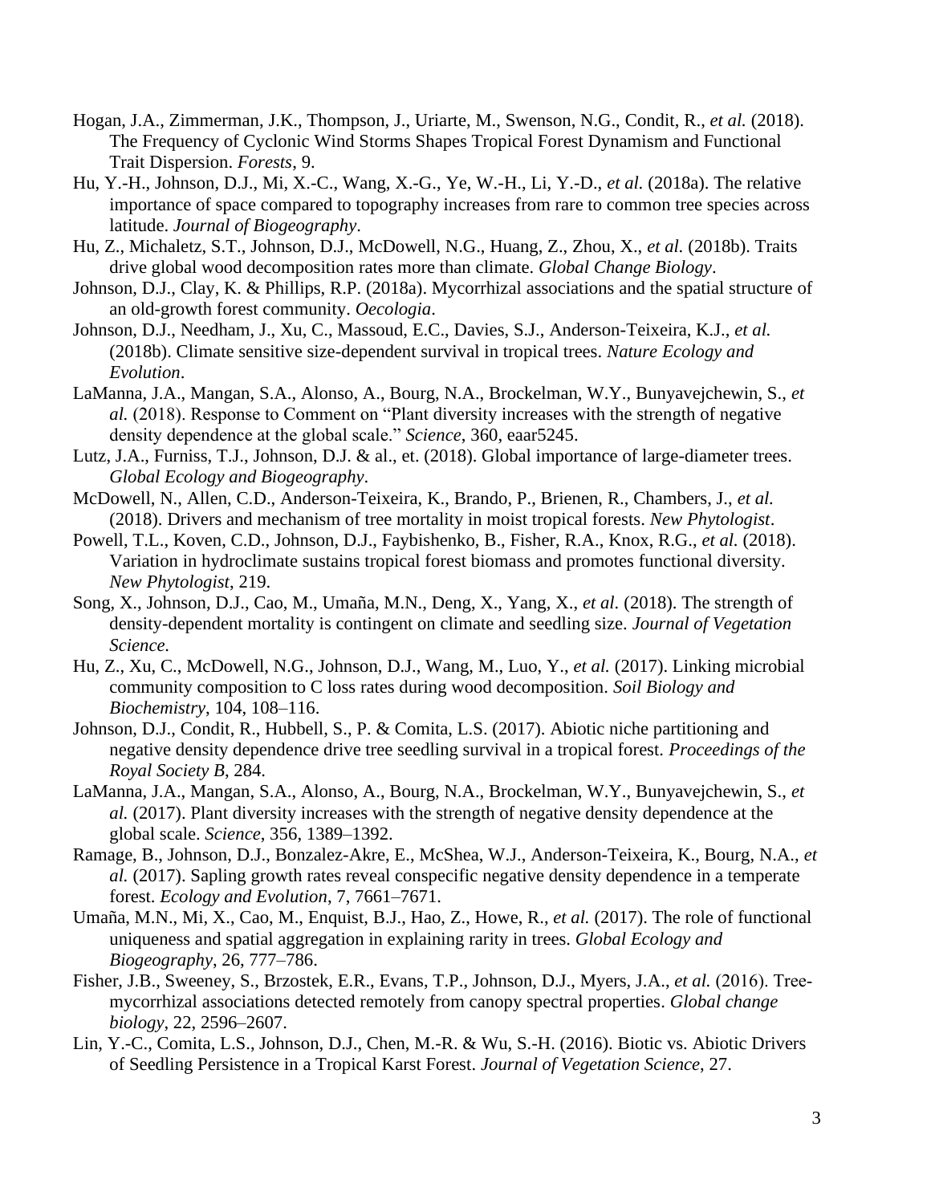Hogan, J.A., Zimmerman, J.K., Thompson, J., Uriarte, M., Swenson, N.G., Condit, R., *et al.* (2018). The Frequency of Cyclonic Wind Storms Shapes Tropical Forest Dynamism and Functional Trait Dispersion. *Forests*, 9.

Hu, Y.-H., Johnson, D.J., Mi, X.-C., Wang, X.-G., Ye, W.-H., Li, Y.-D., *et al.* (2018a). The relative importance of space compared to topography increases from rare to common tree species across latitude. *Journal of Biogeography*.

Hu, Z., Michaletz, S.T., Johnson, D.J., McDowell, N.G., Huang, Z., Zhou, X., *et al.* (2018b). Traits drive global wood decomposition rates more than climate. *Global Change Biology*.

Johnson, D.J., Clay, K. & Phillips, R.P. (2018a). Mycorrhizal associations and the spatial structure of an old-growth forest community. *Oecologia*.

Johnson, D.J., Needham, J., Xu, C., Massoud, E.C., Davies, S.J., Anderson-Teixeira, K.J., *et al.* (2018b). Climate sensitive size-dependent survival in tropical trees. *Nature Ecology and Evolution*.

LaManna, J.A., Mangan, S.A., Alonso, A., Bourg, N.A., Brockelman, W.Y., Bunyavejchewin, S., *et al.* (2018). Response to Comment on "Plant diversity increases with the strength of negative density dependence at the global scale." *Science*, 360, eaar5245.

Lutz, J.A., Furniss, T.J., Johnson, D.J. & al., et. (2018). Global importance of large-diameter trees. *Global Ecology and Biogeography*.

McDowell, N., Allen, C.D., Anderson-Teixeira, K., Brando, P., Brienen, R., Chambers, J., *et al.* (2018). Drivers and mechanism of tree mortality in moist tropical forests. *New Phytologist*.

Powell, T.L., Koven, C.D., Johnson, D.J., Faybishenko, B., Fisher, R.A., Knox, R.G., *et al.* (2018). Variation in hydroclimate sustains tropical forest biomass and promotes functional diversity. *New Phytologist*, 219.

Song, X., Johnson, D.J., Cao, M., Umaña, M.N., Deng, X., Yang, X., *et al*. (2018). The strength of density-dependent mortality is contingent on climate and seedling size. *Journal of Vegetation Science*.

Hu, Z., Xu, C., McDowell, N.G., Johnson, D.J., Wang, M., Luo, Y., *et al.* (2017). Linking microbial community composition to C loss rates during wood decomposition. *Soil Biology and Biochemistry*, 104, 108–116.

Johnson, D.J., Condit, R., Hubbell, S., P. & Comita, L.S. (2017). Abiotic niche partitioning and negative density dependence drive tree seedling survival in a tropical forest. *Proceedings of the Royal Society B*, 284.

LaManna, J.A., Mangan, S.A., Alonso, A., Bourg, N.A., Brockelman, W.Y., Bunyavejchewin, S., *et al.* (2017). Plant diversity increases with the strength of negative density dependence at the global scale. *Science*, 356, 1389–1392.

Ramage, B., Johnson, D.J., Bonzalez-Akre, E., McShea, W.J., Anderson-Teixeira, K., Bourg, N.A., *et al.* (2017). Sapling growth rates reveal conspecific negative density dependence in a temperate forest. *Ecology and Evolution*, 7, 7661–7671.

Umaña, M.N., Mi, X., Cao, M., Enquist, B.J., Hao, Z., Howe, R., *et al.* (2017). The role of functional uniqueness and spatial aggregation in explaining rarity in trees. *Global Ecology and Biogeography*, 26, 777–786.

Fisher, J.B., Sweeney, S., Brzostek, E.R., Evans, T.P., Johnson, D.J., Myers, J.A., *et al.* (2016). Tree-mycorrhizal associations detected remotely from canopy spectral properties. *Global change biology*, 22, 2596–2607.

Lin, Y.-C., Comita, L.S., Johnson, D.J., Chen, M.-R. & Wu, S.-H. (2016). Biotic vs. Abiotic Drivers of Seedling Persistence in a Tropical Karst Forest. *Journal of Vegetation Science*, 27.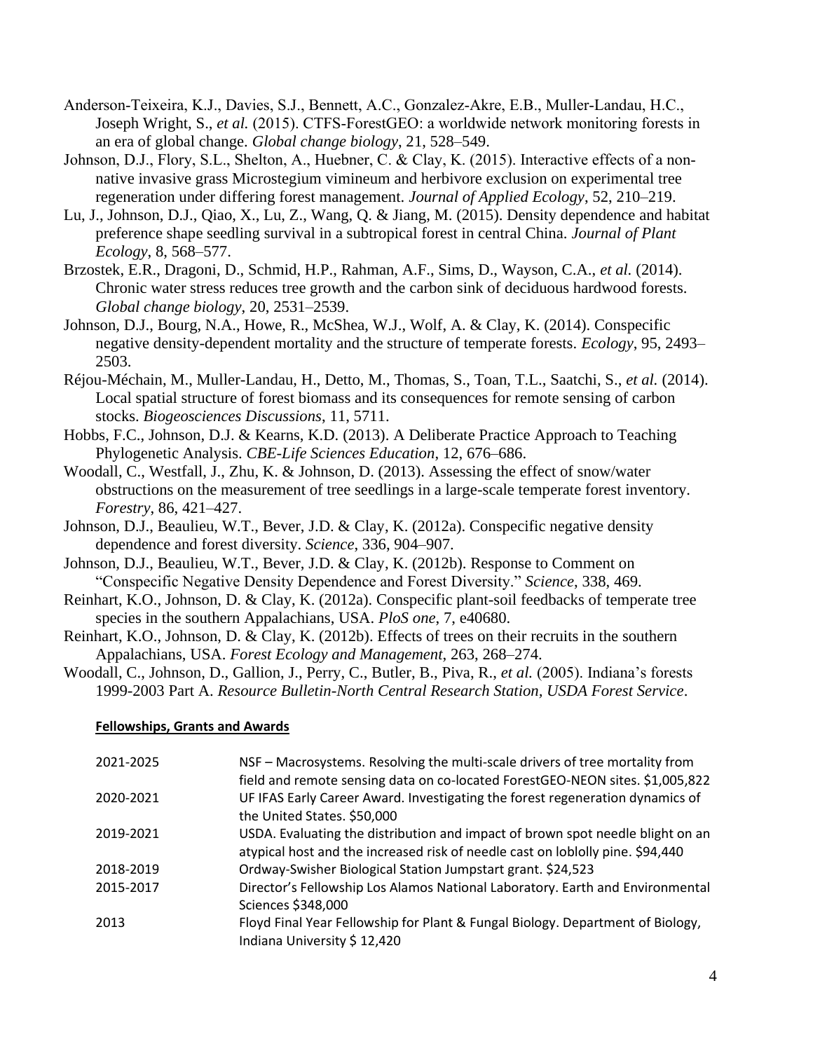Anderson-Teixeira, K.J., Davies, S.J., Bennett, A.C., Gonzalez-Akre, E.B., Muller-Landau, H.C., Joseph Wright, S., *et al.* (2015). CTFS-ForestGEO: a worldwide network monitoring forests in an era of global change. *Global change biology*, 21, 528–549.

Johnson, D.J., Flory, S.L., Shelton, A., Huebner, C. & Clay, K. (2015). Interactive effects of a non-native invasive grass Microstegium vimineum and herbivore exclusion on experimental tree regeneration under differing forest management. *Journal of Applied Ecology*, 52, 210–219.

Lu, J., Johnson, D.J., Qiao, X., Lu, Z., Wang, Q. & Jiang, M. (2015). Density dependence and habitat preference shape seedling survival in a subtropical forest in central China. *Journal of Plant Ecology*, 8, 568–577.

Brzostek, E.R., Dragoni, D., Schmid, H.P., Rahman, A.F., Sims, D., Wayson, C.A., *et al.* (2014). Chronic water stress reduces tree growth and the carbon sink of deciduous hardwood forests. *Global change biology*, 20, 2531–2539.

Johnson, D.J., Bourg, N.A., Howe, R., McShea, W.J., Wolf, A. & Clay, K. (2014). Conspecific negative density-dependent mortality and the structure of temperate forests. *Ecology*, 95, 2493–2503.

Réjou-Méchain, M., Muller-Landau, H., Detto, M., Thomas, S., Toan, T.L., Saatchi, S., *et al.* (2014). Local spatial structure of forest biomass and its consequences for remote sensing of carbon stocks. *Biogeosciences Discussions*, 11, 5711.

Hobbs, F.C., Johnson, D.J. & Kearns, K.D. (2013). A Deliberate Practice Approach to Teaching Phylogenetic Analysis. *CBE-Life Sciences Education*, 12, 676–686.

Woodall, C., Westfall, J., Zhu, K. & Johnson, D. (2013). Assessing the effect of snow/water obstructions on the measurement of tree seedlings in a large-scale temperate forest inventory. *Forestry*, 86, 421–427.

Johnson, D.J., Beaulieu, W.T., Bever, J.D. & Clay, K. (2012a). Conspecific negative density dependence and forest diversity. *Science*, 336, 904–907.

Johnson, D.J., Beaulieu, W.T., Bever, J.D. & Clay, K. (2012b). Response to Comment on "Conspecific Negative Density Dependence and Forest Diversity." *Science*, 338, 469.

Reinhart, K.O., Johnson, D. & Clay, K. (2012a). Conspecific plant-soil feedbacks of temperate tree species in the southern Appalachians, USA. *PloS one*, 7, e40680.

Reinhart, K.O., Johnson, D. & Clay, K. (2012b). Effects of trees on their recruits in the southern Appalachians, USA. *Forest Ecology and Management*, 263, 268–274.

Woodall, C., Johnson, D., Gallion, J., Perry, C., Butler, B., Piva, R., *et al.* (2005). Indiana's forests 1999-2003 Part A. *Resource Bulletin-North Central Research Station, USDA Forest Service*.

## Fellowships, Grants and Awards

| | |
|---|---|
| 2021-2025 | NSF – Macrosystems. Resolving the multi-scale drivers of tree mortality from field and remote sensing data on co-located ForestGEO-NEON sites. $1,005,822 |
| 2020-2021 | UF IFAS Early Career Award. Investigating the forest regeneration dynamics of the United States. $50,000 |
| 2019-2021 | USDA. Evaluating the distribution and impact of brown spot needle blight on an atypical host and the increased risk of needle cast on loblolly pine. $94,440 |
| 2018-2019 | Ordway-Swisher Biological Station Jumpstart grant. $24,523 |
| 2015-2017 | Director's Fellowship Los Alamos National Laboratory. Earth and Environmental Sciences $348,000 |
| 2013 | Floyd Final Year Fellowship for Plant & Fungal Biology. Department of Biology, Indiana University $ 12,420 |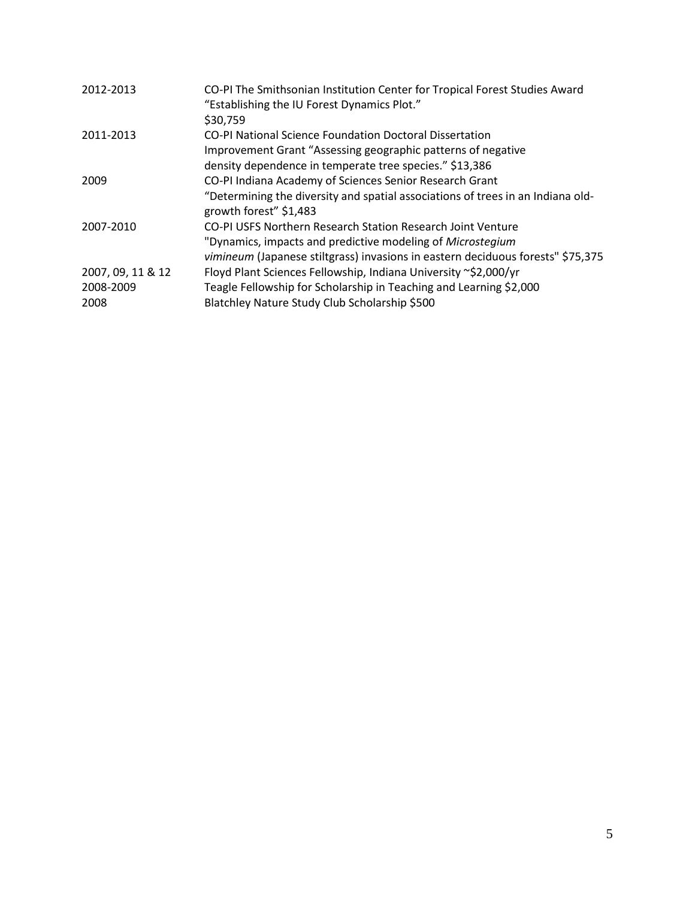| | |
|---|---|
| 2012-2013 | CO-PI The Smithsonian Institution Center for Tropical Forest Studies Award "Establishing the IU Forest Dynamics Plot." $30,759 |
| 2011-2013 | CO-PI National Science Foundation Doctoral Dissertation Improvement Grant "Assessing geographic patterns of negative density dependence in temperate tree species." $13,386 |
| 2009 | CO-PI Indiana Academy of Sciences Senior Research Grant "Determining the diversity and spatial associations of trees in an Indiana old-growth forest" $1,483 |
| 2007-2010 | CO-PI USFS Northern Research Station Research Joint Venture "Dynamics, impacts and predictive modeling of *Microstegium vimineum* (Japanese stiltgrass) invasions in eastern deciduous forests" $75,375 |
| 2007, 09, 11 & 12 | Floyd Plant Sciences Fellowship, Indiana University ~$2,000/yr |
| 2008-2009 | Teagle Fellowship for Scholarship in Teaching and Learning $2,000 |
| 2008 | Blatchley Nature Study Club Scholarship $500 |